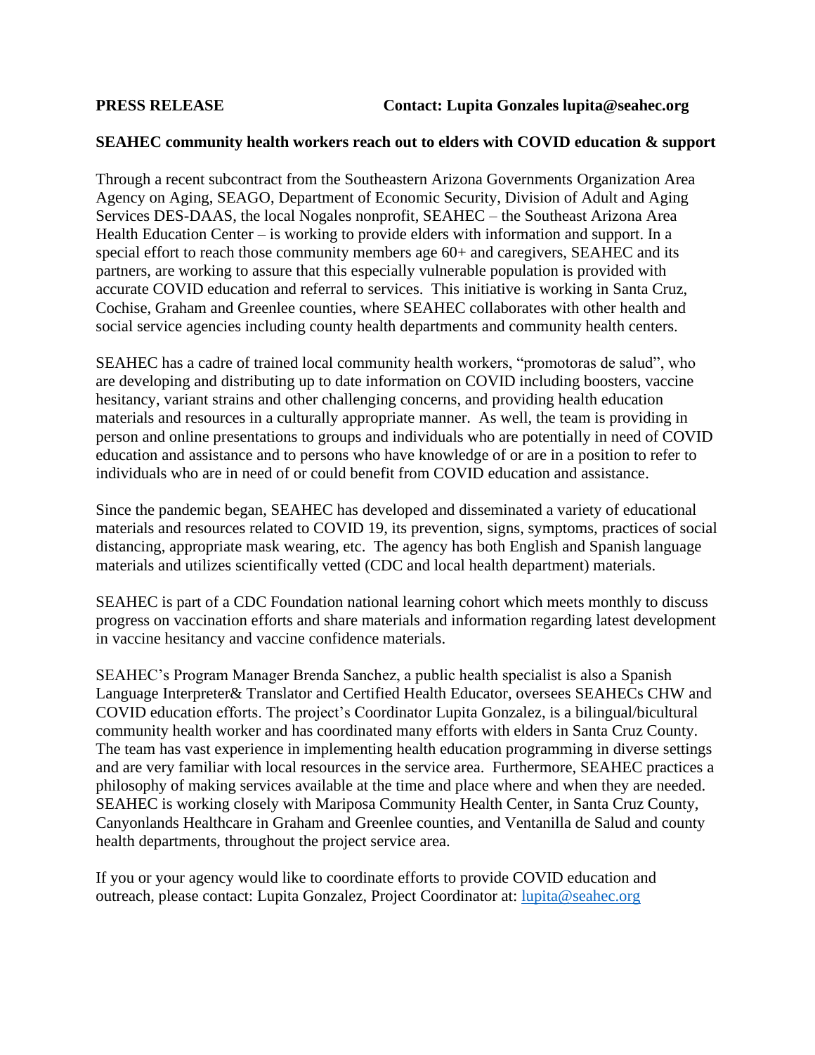**PRESS RELEASE** **Contact: Lupita Gonzales lupita@seahec.org**

**SEAHEC community health workers reach out to elders with COVID education & support**

Through a recent subcontract from the Southeastern Arizona Governments Organization Area Agency on Aging, SEAGO, Department of Economic Security, Division of Adult and Aging Services DES-DAAS, the local Nogales nonprofit, SEAHEC – the Southeast Arizona Area Health Education Center – is working to provide elders with information and support. In a special effort to reach those community members age 60+ and caregivers, SEAHEC and its partners, are working to assure that this especially vulnerable population is provided with accurate COVID education and referral to services. This initiative is working in Santa Cruz, Cochise, Graham and Greenlee counties, where SEAHEC collaborates with other health and social service agencies including county health departments and community health centers.

SEAHEC has a cadre of trained local community health workers, "promotoras de salud", who are developing and distributing up to date information on COVID including boosters, vaccine hesitancy, variant strains and other challenging concerns, and providing health education materials and resources in a culturally appropriate manner. As well, the team is providing in person and online presentations to groups and individuals who are potentially in need of COVID education and assistance and to persons who have knowledge of or are in a position to refer to individuals who are in need of or could benefit from COVID education and assistance.

Since the pandemic began, SEAHEC has developed and disseminated a variety of educational materials and resources related to COVID 19, its prevention, signs, symptoms, practices of social distancing, appropriate mask wearing, etc. The agency has both English and Spanish language materials and utilizes scientifically vetted (CDC and local health department) materials.

SEAHEC is part of a CDC Foundation national learning cohort which meets monthly to discuss progress on vaccination efforts and share materials and information regarding latest development in vaccine hesitancy and vaccine confidence materials.

SEAHEC's Program Manager Brenda Sanchez, a public health specialist is also a Spanish Language Interpreter& Translator and Certified Health Educator, oversees SEAHECs CHW and COVID education efforts. The project's Coordinator Lupita Gonzalez, is a bilingual/bicultural community health worker and has coordinated many efforts with elders in Santa Cruz County. The team has vast experience in implementing health education programming in diverse settings and are very familiar with local resources in the service area. Furthermore, SEAHEC practices a philosophy of making services available at the time and place where and when they are needed. SEAHEC is working closely with Mariposa Community Health Center, in Santa Cruz County, Canyonlands Healthcare in Graham and Greenlee counties, and Ventanilla de Salud and county health departments, throughout the project service area.

If you or your agency would like to coordinate efforts to provide COVID education and outreach, please contact: Lupita Gonzalez, Project Coordinator at: lupita@seahec.org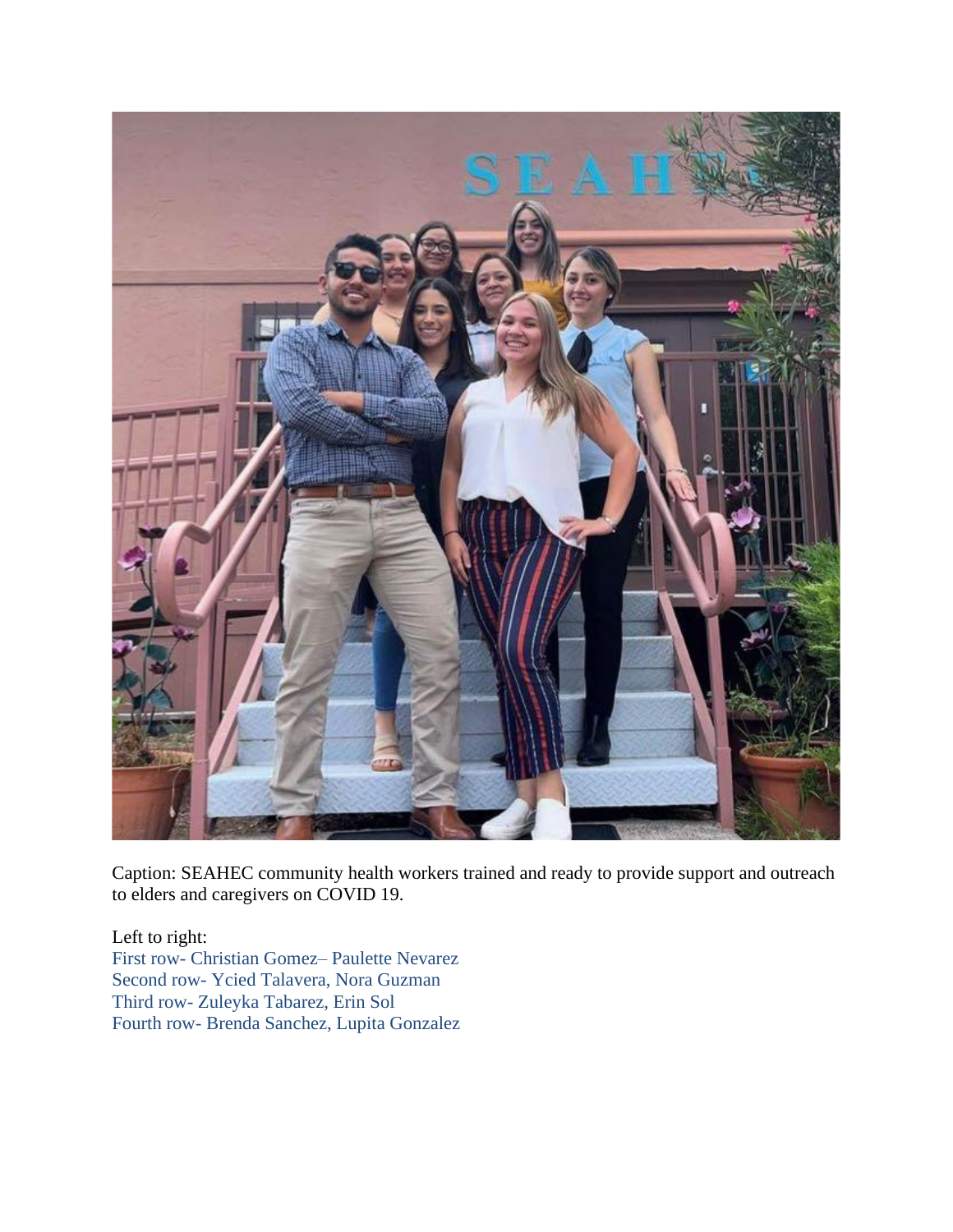Caption: SEAHEC community health workers trained and ready to provide support and outreach to elders and caregivers on COVID 19.

Left to right:
First row- Christian Gomez– Paulette Nevarez
Second row- Ycied Talavera, Nora Guzman
Third row- Zuleyka Tabarez, Erin Sol
Fourth row- Brenda Sanchez, Lupita Gonzalez